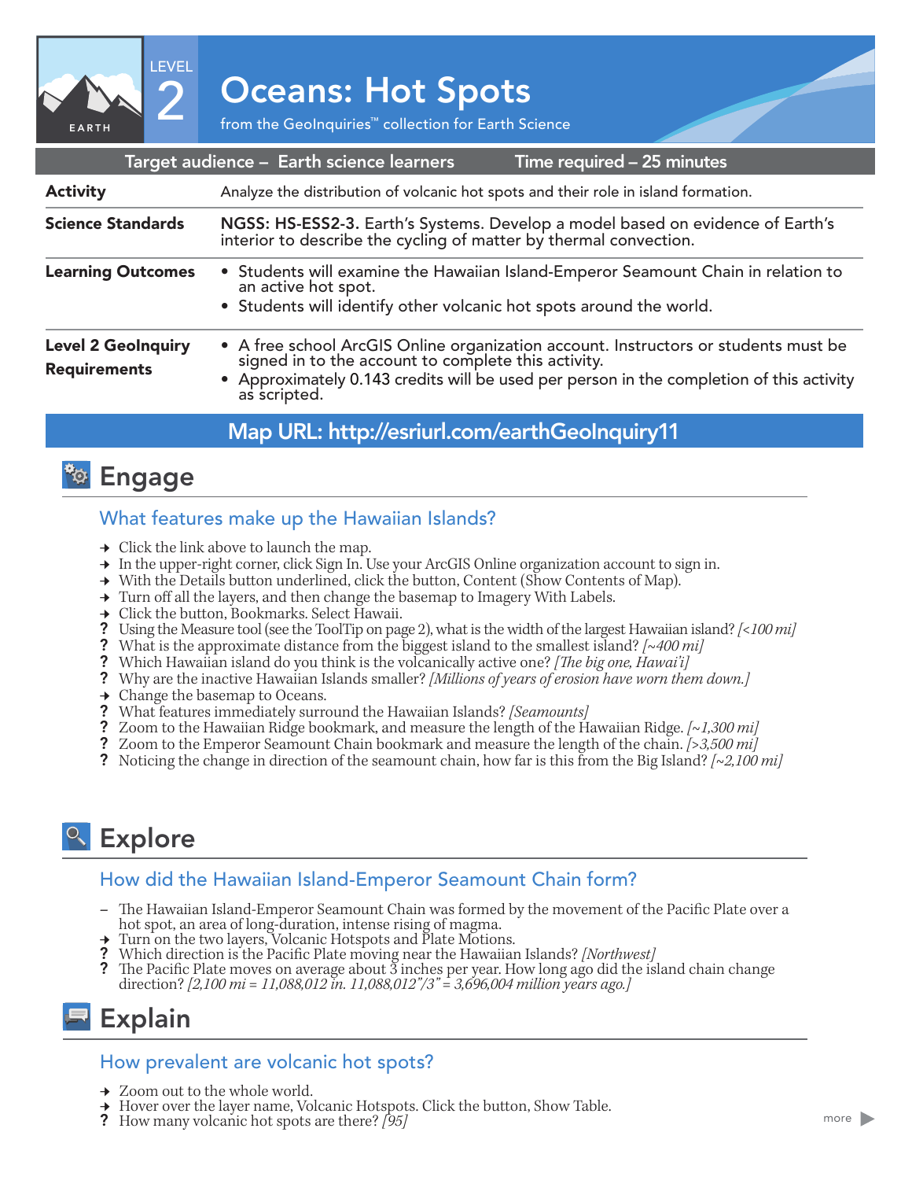# Oceans: Hot Spots

LEVEL 2

EARTH

from the GeoInquiries™ collection for Earth Science

| Target audience – Earth science learners | Time required – 25 minutes |
|---|---|
| **Activity** | Analyze the distribution of volcanic hot spots and their role in island formation. |
| **Science Standards** | **NGSS: HS-ESS2-3.** Earth's Systems. Develop a model based on evidence of Earth's interior to describe the cycling of matter by thermal convection. |
| **Learning Outcomes** | • Students will examine the Hawaiian Island-Emperor Seamount Chain in relation to an active hot spot. <br> • Students will identify other volcanic hot spots around the world. |
| **Level 2 GeoInquiry Requirements** | • A free school ArcGIS Online organization account. Instructors or students must be signed in to the account to complete this activity. <br> • Approximately 0.143 credits will be used per person in the completion of this activity as scripted. |

**Map URL: http://esriurl.com/earthGeoInquiry11**

## Engage

### What features make up the Hawaiian Islands?

→ Click the link above to launch the map.
→ In the upper-right corner, click Sign In. Use your ArcGIS Online organization account to sign in.
→ With the Details button underlined, click the button, Content (Show Contents of Map).
→ Turn off all the layers, and then change the basemap to Imagery With Labels.
→ Click the button, Bookmarks. Select Hawaii.
? Using the Measure tool (see the ToolTip on page 2), what is the width of the largest Hawaiian island? *[<100 mi]*
? What is the approximate distance from the biggest island to the smallest island? *[~400 mi]*
? Which Hawaiian island do you think is the volcanically active one? *[The big one, Hawai'i]*
? Why are the inactive Hawaiian Islands smaller? *[Millions of years of erosion have worn them down.]*
→ Change the basemap to Oceans.
? What features immediately surround the Hawaiian Islands? *[Seamounts]*
? Zoom to the Hawaiian Ridge bookmark, and measure the length of the Hawaiian Ridge. *[~1,300 mi]*
? Zoom to the Emperor Seamount Chain bookmark and measure the length of the chain. *[>3,500 mi]*
? Noticing the change in direction of the seamount chain, how far is this from the Big Island? *[~2,100 mi]*

## Explore

### How did the Hawaiian Island-Emperor Seamount Chain form?

– The Hawaiian Island-Emperor Seamount Chain was formed by the movement of the Pacific Plate over a hot spot, an area of long-duration, intense rising of magma.
→ Turn on the two layers, Volcanic Hotspots and Plate Motions.
? Which direction is the Pacific Plate moving near the Hawaiian Islands? *[Northwest]*
? The Pacific Plate moves on average about 3 inches per year. How long ago did the island chain change direction? *[2,100 mi = 11,088,012 in. 11,088,012"/3" = 3,696,004 million years ago.]*

## Explain

### How prevalent are volcanic hot spots?

→ Zoom out to the whole world.
→ Hover over the layer name, Volcanic Hotspots. Click the button, Show Table.
? How many volcanic hot spots are there? *[95]*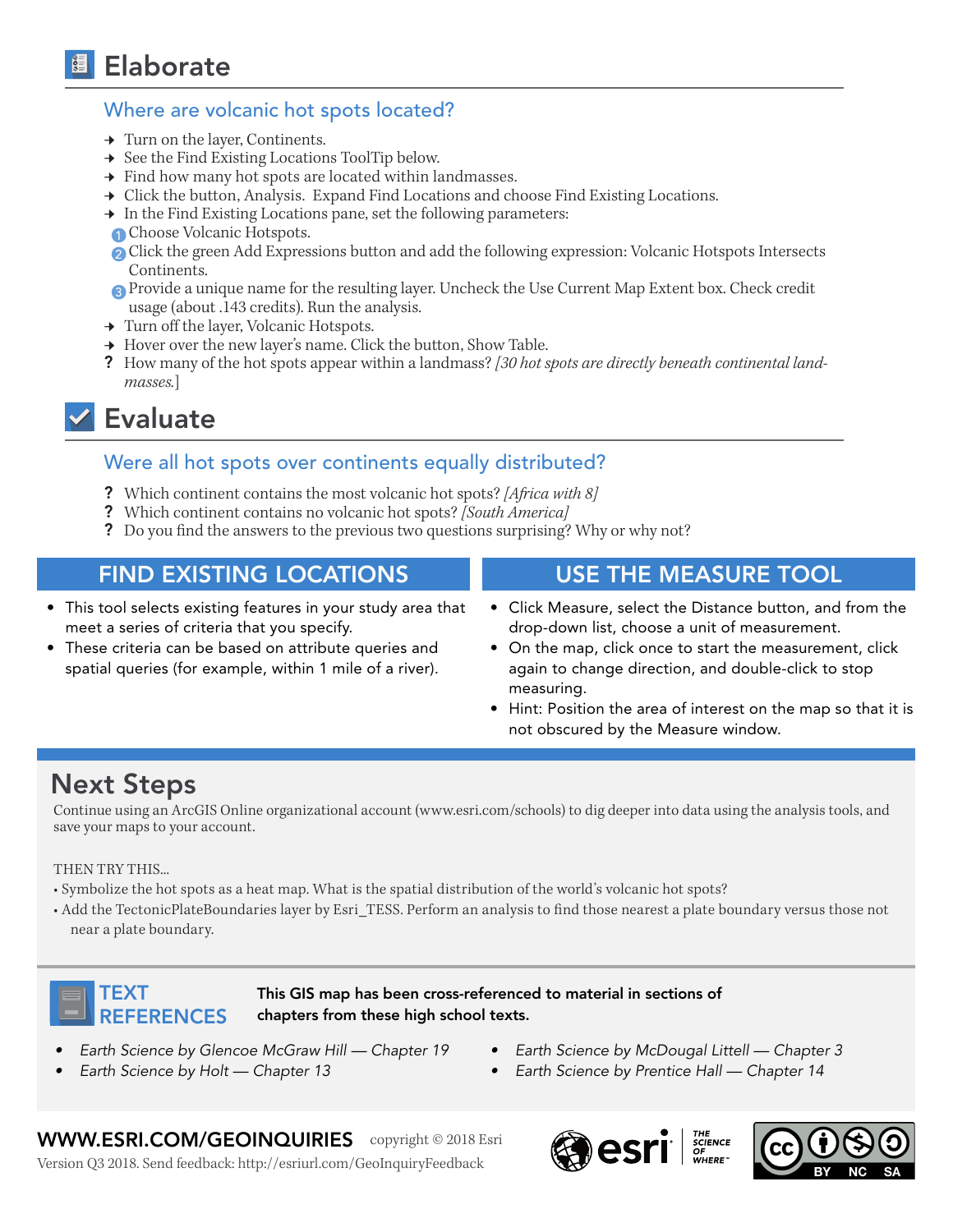## Elaborate

### Where are volcanic hot spots located?

- → Turn on the layer, Continents.
- → See the Find Existing Locations ToolTip below.
- → Find how many hot spots are located within landmasses.
- → Click the button, Analysis. Expand Find Locations and choose Find Existing Locations.
- → In the Find Existing Locations pane, set the following parameters:
  1. Choose Volcanic Hotspots.
  2. Click the green Add Expressions button and add the following expression: Volcanic Hotspots Intersects Continents.
  3. Provide a unique name for the resulting layer. Uncheck the Use Current Map Extent box. Check credit usage (about .143 credits). Run the analysis.
- → Turn off the layer, Volcanic Hotspots.
- → Hover over the new layer's name. Click the button, Show Table.
- **?** How many of the hot spots appear within a landmass? *[30 hot spots are directly beneath continental landmasses.]*

## Evaluate

### Were all hot spots over continents equally distributed?

- **?** Which continent contains the most volcanic hot spots? *[Africa with 8]*
- **?** Which continent contains no volcanic hot spots? *[South America]*
- **?** Do you find the answers to the previous two questions surprising? Why or why not?

### FIND EXISTING LOCATIONS

- This tool selects existing features in your study area that meet a series of criteria that you specify.
- These criteria can be based on attribute queries and spatial queries (for example, within 1 mile of a river).

### USE THE MEASURE TOOL

- Click Measure, select the Distance button, and from the drop-down list, choose a unit of measurement.
- On the map, click once to start the measurement, click again to change direction, and double-click to stop measuring.
- Hint: Position the area of interest on the map so that it is not obscured by the Measure window.

## Next Steps

Continue using an ArcGIS Online organizational account (www.esri.com/schools) to dig deeper into data using the analysis tools, and save your maps to your account.

THEN TRY THIS...

- Symbolize the hot spots as a heat map. What is the spatial distribution of the world's volcanic hot spots?
- Add the TectonicPlateBoundaries layer by Esri_TESS. Perform an analysis to find those nearest a plate boundary versus those not near a plate boundary.

### TEXT REFERENCES

**This GIS map has been cross-referenced to material in sections of chapters from these high school texts.**

- *Earth Science by Glencoe McGraw Hill — Chapter 19*
- *Earth Science by Holt — Chapter 13*
- *Earth Science by McDougal Littell — Chapter 3*
- *Earth Science by Prentice Hall — Chapter 14*

**WWW.ESRI.COM/GEOINQUIRIES** copyright © 2018 Esri

Version Q3 2018. Send feedback: http://esriurl.com/GeoInquiryFeedback